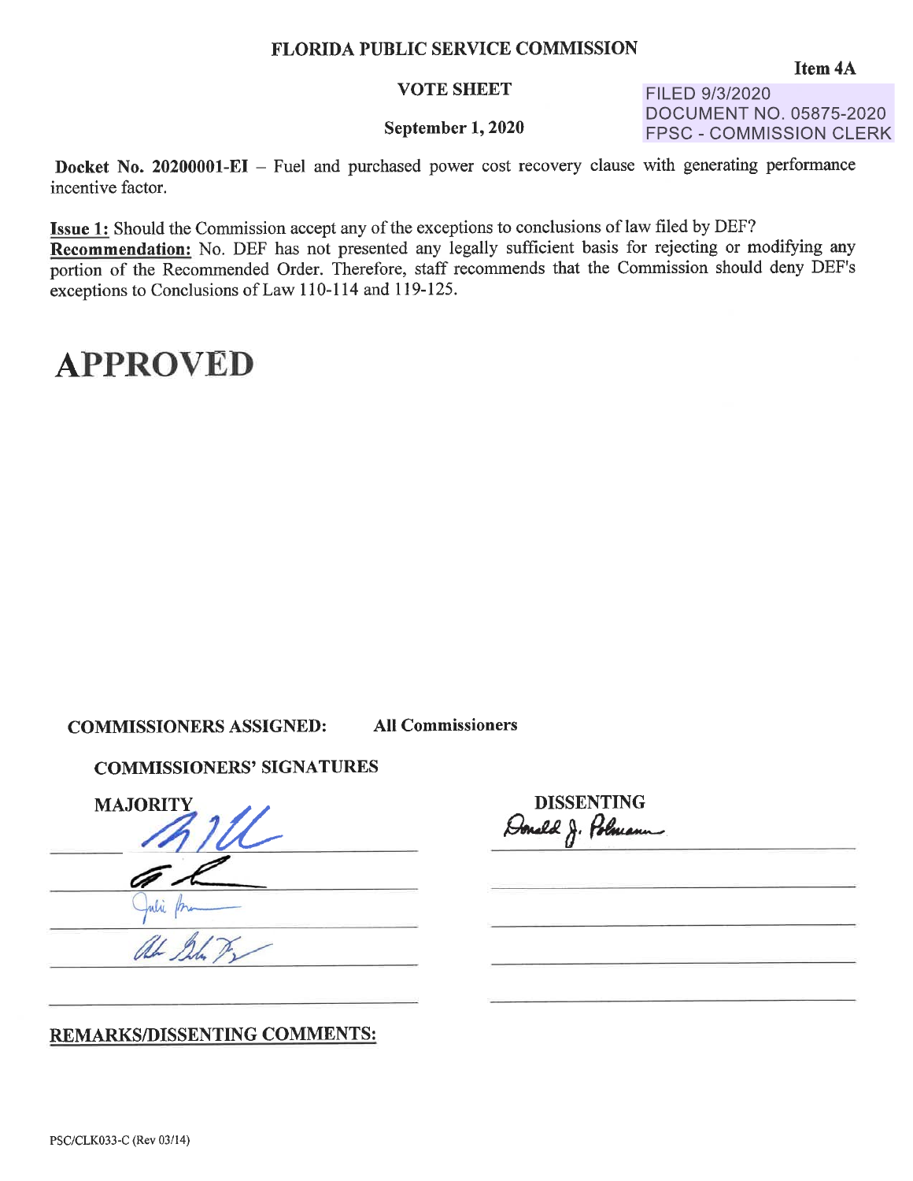# FLORIDA PUBLIC SERVICE COMMISSION

**Item 4A**

**VOTE SHEET**

FILED 9/3/2020
DOCUMENT NO. 05875-2020
FPSC - COMMISSION CLERK

**September 1, 2020**

**Docket No. 20200001-EI** – Fuel and purchased power cost recovery clause with generating performance incentive factor.

**Issue 1:** Should the Commission accept any of the exceptions to conclusions of law filed by DEF?
**Recommendation:** No. DEF has not presented any legally sufficient basis for rejecting or modifying any portion of the Recommended Order. Therefore, staff recommends that the Commission should deny DEF's exceptions to Conclusions of Law 110-114 and 119-125.

# APPROVED

**COMMISSIONERS ASSIGNED:** **All Commissioners**

**COMMISSIONERS' SIGNATURES**

| MAJORITY | DISSENTING |
|---|---|
| [signature] | Donald J. Polmann |
| [signature] | |
| [signature] | |
| [signature] | |
| | |

**REMARKS/DISSENTING COMMENTS:**

PSC/CLK033-C (Rev 03/14)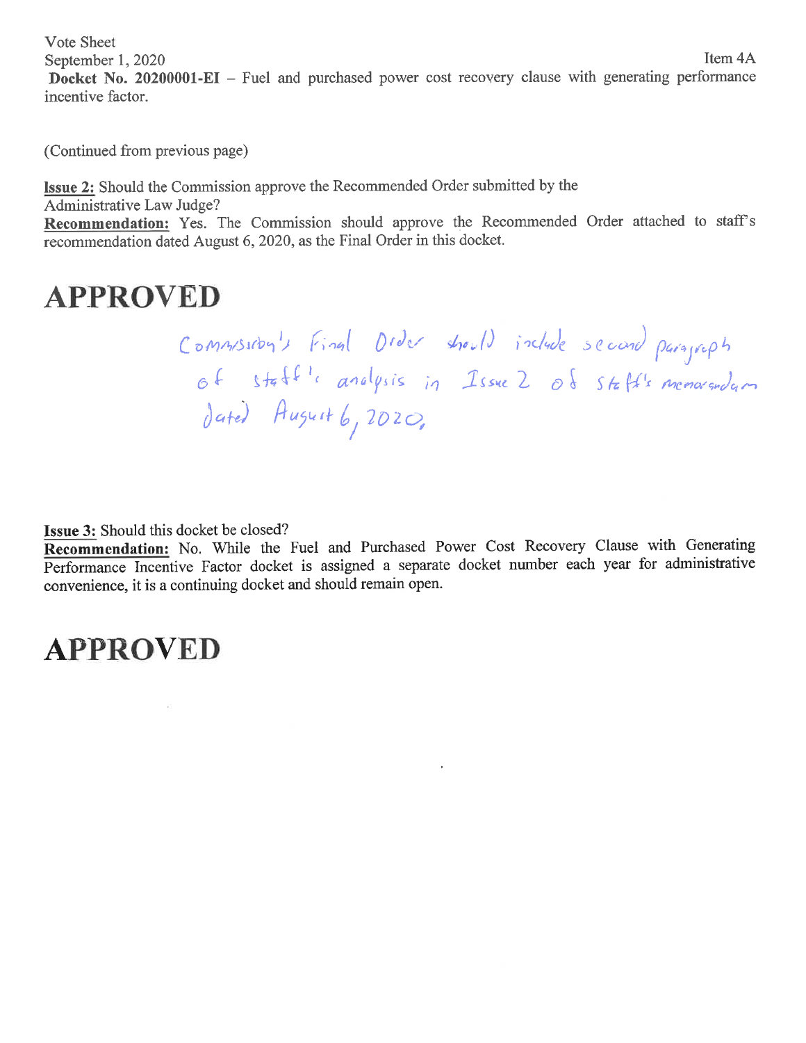Vote Sheet
September 1, 2020 Item 4A

**Docket No. 20200001-EI** – Fuel and purchased power cost recovery clause with generating performance incentive factor.

(Continued from previous page)

**Issue 2:** Should the Commission approve the Recommended Order submitted by the Administrative Law Judge?

**Recommendation:** Yes. The Commission should approve the Recommended Order attached to staff's recommendation dated August 6, 2020, as the Final Order in this docket.

# APPROVED

Commission's Final Order should include second paragraph of staff's analysis in Issue 2 of staff's memorandum dated August 6, 2020.

**Issue 3:** Should this docket be closed?

**Recommendation:** No. While the Fuel and Purchased Power Cost Recovery Clause with Generating Performance Incentive Factor docket is assigned a separate docket number each year for administrative convenience, it is a continuing docket and should remain open.

# APPROVED